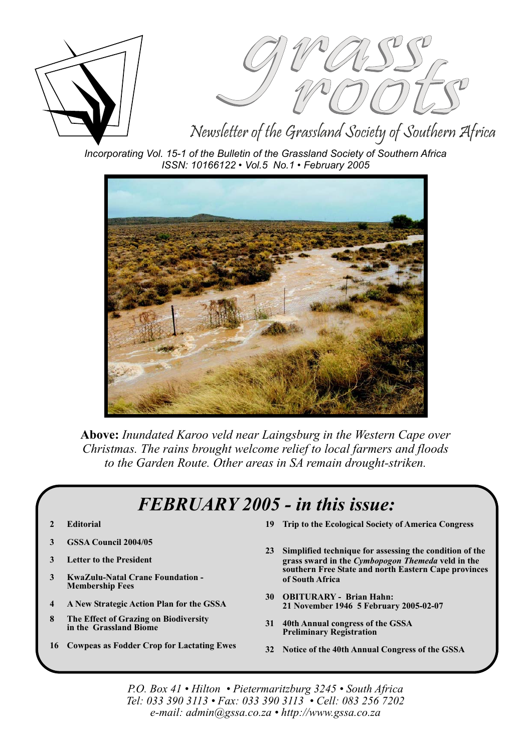# grass roots

## Newsletter of the Grassland Society of Southern Africa

*Incorporating Vol. 15-1 of the Bulletin of the Grassland Society of Southern Africa*
*ISSN: 10166122 • Vol.5 No.1 • February 2005*

**Above:** *Inundated Karoo veld near Laingsburg in the Western Cape over Christmas. The rains brought welcome relief to local farmers and floods to the Garden Route. Other areas in SA remain drought-striken.*

## FEBRUARY 2005 - in this issue:

- **2 Editorial**
- **3 GSSA Council 2004/05**
- **3 Letter to the President**
- **3 KwaZulu-Natal Crane Foundation - Membership Fees**
- **4 A New Strategic Action Plan for the GSSA**
- **8 The Effect of Grazing on Biodiversity in the Grassland Biome**
- **16 Cowpeas as Fodder Crop for Lactating Ewes**
- **19 Trip to the Ecological Society of America Congress**
- **23 Simplified technique for assessing the condition of the grass sward in the *Cymbopogon Themeda* veld in the southern Free State and north Eastern Cape provinces of South Africa**
- **30 OBITURARY - Brian Hahn: 21 November 1946 5 February 2005-02-07**
- **31 40th Annual congress of the GSSA Preliminary Registration**
- **32 Notice of the 40th Annual Congress of the GSSA**

*P.O. Box 41 • Hilton • Pietermaritzburg 3245 • South Africa*
*Tel: 033 390 3113 • Fax: 033 390 3113 • Cell: 083 256 7202*
*e-mail: admin@gssa.co.za • http://www.gssa.co.za*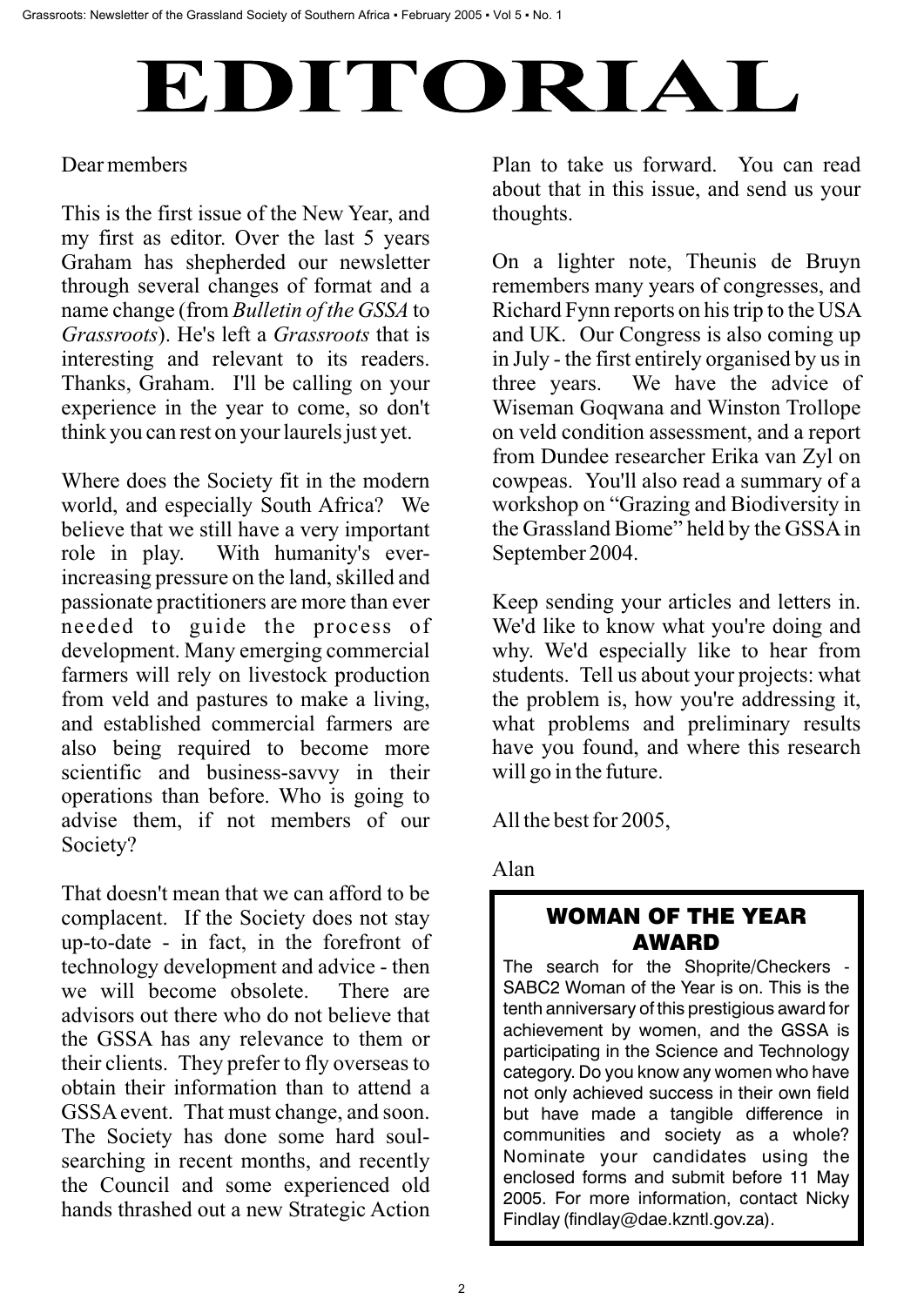# EDITORIAL

Dear members

This is the first issue of the New Year, and my first as editor. Over the last 5 years Graham has shepherded our newsletter through several changes of format and a name change (from *Bulletin of the GSSA* to *Grassroots*). He's left a *Grassroots* that is interesting and relevant to its readers. Thanks, Graham. I'll be calling on your experience in the year to come, so don't think you can rest on your laurels just yet.

Where does the Society fit in the modern world, and especially South Africa? We believe that we still have a very important role in play. With humanity's ever-increasing pressure on the land, skilled and passionate practitioners are more than ever needed to guide the process of development. Many emerging commercial farmers will rely on livestock production from veld and pastures to make a living, and established commercial farmers are also being required to become more scientific and business-savvy in their operations than before. Who is going to advise them, if not members of our Society?

That doesn't mean that we can afford to be complacent. If the Society does not stay up-to-date - in fact, in the forefront of technology development and advice - then we will become obsolete. There are advisors out there who do not believe that the GSSA has any relevance to them or their clients. They prefer to fly overseas to obtain their information than to attend a GSSA event. That must change, and soon. The Society has done some hard soul-searching in recent months, and recently the Council and some experienced old hands thrashed out a new Strategic Action Plan to take us forward. You can read about that in this issue, and send us your thoughts.

On a lighter note, Theunis de Bruyn remembers many years of congresses, and Richard Fynn reports on his trip to the USA and UK. Our Congress is also coming up in July - the first entirely organised by us in three years. We have the advice of Wiseman Goqwana and Winston Trollope on veld condition assessment, and a report from Dundee researcher Erika van Zyl on cowpeas. You'll also read a summary of a workshop on "Grazing and Biodiversity in the Grassland Biome" held by the GSSA in September 2004.

Keep sending your articles and letters in. We'd like to know what you're doing and why. We'd especially like to hear from students. Tell us about your projects: what the problem is, how you're addressing it, what problems and preliminary results have you found, and where this research will go in the future.

All the best for 2005,

Alan

## WOMAN OF THE YEAR AWARD

The search for the Shoprite/Checkers - SABC2 Woman of the Year is on. This is the tenth anniversary of this prestigious award for achievement by women, and the GSSA is participating in the Science and Technology category. Do you know any women who have not only achieved success in their own field but have made a tangible difference in communities and society as a whole? Nominate your candidates using the enclosed forms and submit before 11 May 2005. For more information, contact Nicky Findlay (findlay@dae.kzntl.gov.za).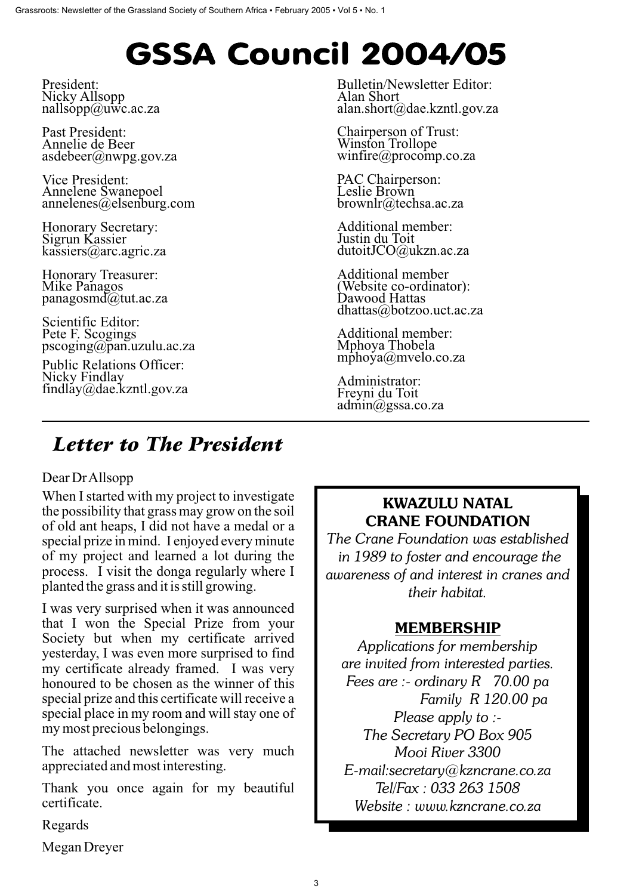# GSSA Council 2004/05

President:
Nicky Allsopp
nallsopp@uwc.ac.za

Past President:
Annelie de Beer
asdebeer@nwpg.gov.za

Vice President:
Annelene Swanepoel
annelenes@elsenburg.com

Honorary Secretary:
Sigrun Kassier
kassiers@arc.agric.za

Honorary Treasurer:
Mike Panagos
panagosmd@tut.ac.za

Scientific Editor:
Pete F. Scogings
pscoging@pan.uzulu.ac.za

Public Relations Officer:
Nicky Findlay
findlay@dae.kzntl.gov.za

Bulletin/Newsletter Editor:
Alan Short
alan.short@dae.kzntl.gov.za

Chairperson of Trust:
Winston Trollope
winfire@procomp.co.za

PAC Chairperson:
Leslie Brown
brownlr@techsa.ac.za

Additional member:
Justin du Toit
dutoitJCO@ukzn.ac.za

Additional member
(Website co-ordinator):
Dawood Hattas
dhattas@botzoo.uct.ac.za

Additional member:
Mphoya Thobela
mphoya@mvelo.co.za

Administrator:
Freyni du Toit
admin@gssa.co.za

## *Letter to The President*

Dear Dr Allsopp

When I started with my project to investigate the possibility that grass may grow on the soil of old ant heaps, I did not have a medal or a special prize in mind. I enjoyed every minute of my project and learned a lot during the process. I visit the donga regularly where I planted the grass and it is still growing.

I was very surprised when it was announced that I won the Special Prize from your Society but when my certificate arrived yesterday, I was even more surprised to find my certificate already framed. I was very honoured to be chosen as the winner of this special prize and this certificate will receive a special place in my room and will stay one of my most precious belongings.

The attached newsletter was very much appreciated and most interesting.

Thank you once again for my beautiful certificate.

Regards

Megan Dreyer

### KWAZULU NATAL CRANE FOUNDATION

*The Crane Foundation was established in 1989 to foster and encourage the awareness of and interest in cranes and their habitat.*

### MEMBERSHIP

*Applications for membership are invited from interested parties.*
*Fees are :- ordinary R 70.00 pa*
*Family R 120.00 pa*
*Please apply to :-*
*The Secretary PO Box 905*
*Mooi River 3300*
*E-mail:secretary@kzncrane.co.za*
*Tel/Fax : 033 263 1508*
*Website : www.kzncrane.co.za*